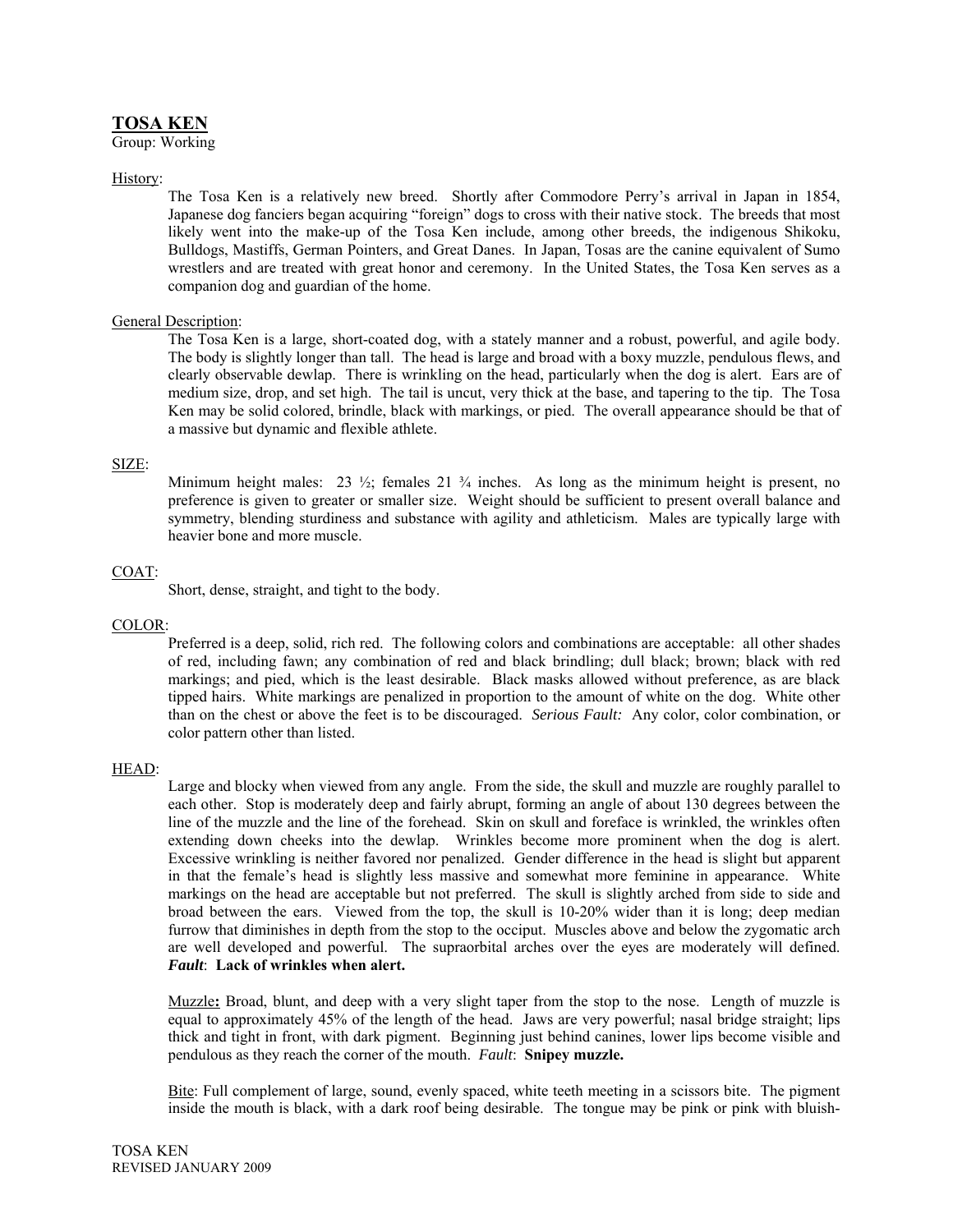# TOSA KEN

Group: Working

## History:

The Tosa Ken is a relatively new breed. Shortly after Commodore Perry's arrival in Japan in 1854, Japanese dog fanciers began acquiring "foreign" dogs to cross with their native stock. The breeds that most likely went into the make-up of the Tosa Ken include, among other breeds, the indigenous Shikoku, Bulldogs, Mastiffs, German Pointers, and Great Danes. In Japan, Tosas are the canine equivalent of Sumo wrestlers and are treated with great honor and ceremony. In the United States, the Tosa Ken serves as a companion dog and guardian of the home.

## General Description:

The Tosa Ken is a large, short-coated dog, with a stately manner and a robust, powerful, and agile body. The body is slightly longer than tall. The head is large and broad with a boxy muzzle, pendulous flews, and clearly observable dewlap. There is wrinkling on the head, particularly when the dog is alert. Ears are of medium size, drop, and set high. The tail is uncut, very thick at the base, and tapering to the tip. The Tosa Ken may be solid colored, brindle, black with markings, or pied. The overall appearance should be that of a massive but dynamic and flexible athlete.

## SIZE:

Minimum height males: 23 ½; females 21 ¾ inches. As long as the minimum height is present, no preference is given to greater or smaller size. Weight should be sufficient to present overall balance and symmetry, blending sturdiness and substance with agility and athleticism. Males are typically large with heavier bone and more muscle.

## COAT:

Short, dense, straight, and tight to the body.

## COLOR:

Preferred is a deep, solid, rich red. The following colors and combinations are acceptable: all other shades of red, including fawn; any combination of red and black brindling; dull black; brown; black with red markings; and pied, which is the least desirable. Black masks allowed without preference, as are black tipped hairs. White markings are penalized in proportion to the amount of white on the dog. White other than on the chest or above the feet is to be discouraged. *Serious Fault:* Any color, color combination, or color pattern other than listed.

## HEAD:

Large and blocky when viewed from any angle. From the side, the skull and muzzle are roughly parallel to each other. Stop is moderately deep and fairly abrupt, forming an angle of about 130 degrees between the line of the muzzle and the line of the forehead. Skin on skull and foreface is wrinkled, the wrinkles often extending down cheeks into the dewlap. Wrinkles become more prominent when the dog is alert. Excessive wrinkling is neither favored nor penalized. Gender difference in the head is slight but apparent in that the female's head is slightly less massive and somewhat more feminine in appearance. White markings on the head are acceptable but not preferred. The skull is slightly arched from side to side and broad between the ears. Viewed from the top, the skull is 10-20% wider than it is long; deep median furrow that diminishes in depth from the stop to the occiput. Muscles above and below the zygomatic arch are well developed and powerful. The supraorbital arches over the eyes are moderately will defined. ***Fault*: Lack of wrinkles when alert.**

Muzzle**:** Broad, blunt, and deep with a very slight taper from the stop to the nose. Length of muzzle is equal to approximately 45% of the length of the head. Jaws are very powerful; nasal bridge straight; lips thick and tight in front, with dark pigment. Beginning just behind canines, lower lips become visible and pendulous as they reach the corner of the mouth. *Fault*: **Snipey muzzle.**

Bite: Full complement of large, sound, evenly spaced, white teeth meeting in a scissors bite. The pigment inside the mouth is black, with a dark roof being desirable. The tongue may be pink or pink with bluish-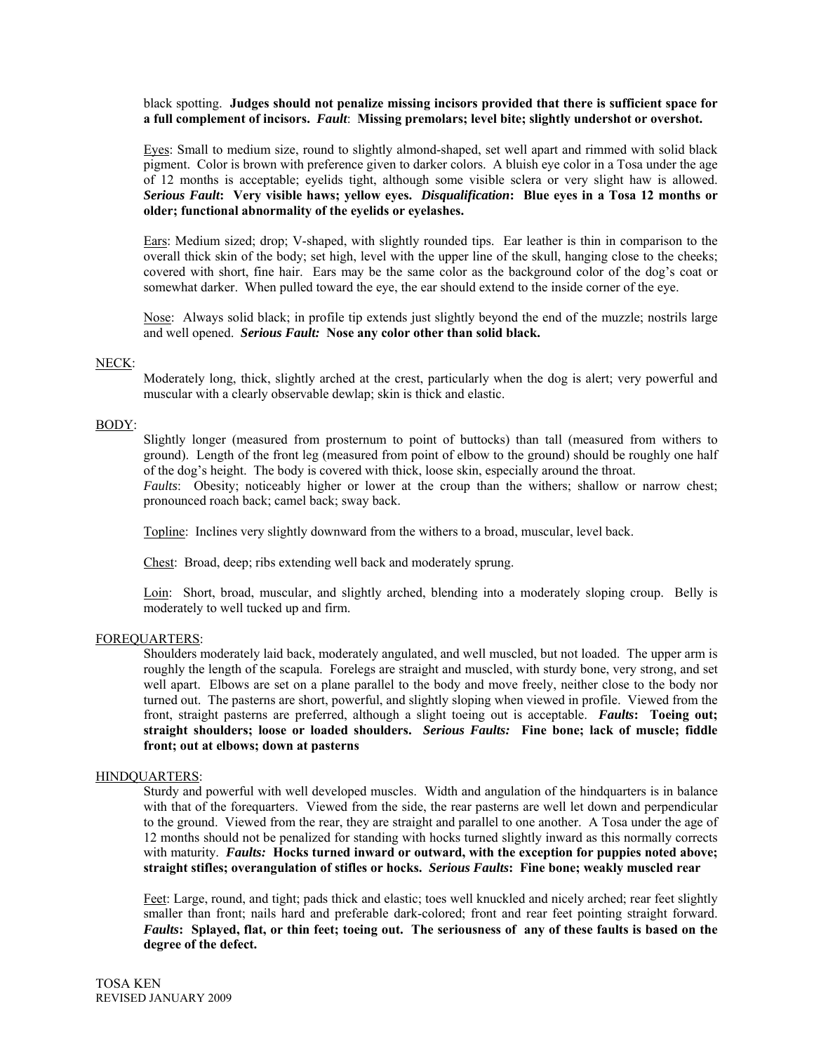black spotting. **Judges should not penalize missing incisors provided that there is sufficient space for a full complement of incisors.** ***Fault*****: Missing premolars; level bite; slightly undershot or overshot.**

Eyes: Small to medium size, round to slightly almond-shaped, set well apart and rimmed with solid black pigment. Color is brown with preference given to darker colors. A bluish eye color in a Tosa under the age of 12 months is acceptable; eyelids tight, although some visible sclera or very slight haw is allowed. ***Serious Fault*****: Very visible haws; yellow eyes.** ***Disqualification*****: Blue eyes in a Tosa 12 months or older; functional abnormality of the eyelids or eyelashes.**

Ears: Medium sized; drop; V-shaped, with slightly rounded tips. Ear leather is thin in comparison to the overall thick skin of the body; set high, level with the upper line of the skull, hanging close to the cheeks; covered with short, fine hair. Ears may be the same color as the background color of the dog's coat or somewhat darker. When pulled toward the eye, the ear should extend to the inside corner of the eye.

Nose: Always solid black; in profile tip extends just slightly beyond the end of the muzzle; nostrils large and well opened. ***Serious Fault:*** **Nose any color other than solid black.**

NECK:

Moderately long, thick, slightly arched at the crest, particularly when the dog is alert; very powerful and muscular with a clearly observable dewlap; skin is thick and elastic.

BODY:

Slightly longer (measured from prosternum to point of buttocks) than tall (measured from withers to ground). Length of the front leg (measured from point of elbow to the ground) should be roughly one half of the dog's height. The body is covered with thick, loose skin, especially around the throat.
*Faults*: Obesity; noticeably higher or lower at the croup than the withers; shallow or narrow chest; pronounced roach back; camel back; sway back.

Topline: Inclines very slightly downward from the withers to a broad, muscular, level back.

Chest: Broad, deep; ribs extending well back and moderately sprung.

Loin: Short, broad, muscular, and slightly arched, blending into a moderately sloping croup. Belly is moderately to well tucked up and firm.

FOREQUARTERS:

Shoulders moderately laid back, moderately angulated, and well muscled, but not loaded. The upper arm is roughly the length of the scapula. Forelegs are straight and muscled, with sturdy bone, very strong, and set well apart. Elbows are set on a plane parallel to the body and move freely, neither close to the body nor turned out. The pasterns are short, powerful, and slightly sloping when viewed in profile. Viewed from the front, straight pasterns are preferred, although a slight toeing out is acceptable. ***Faults*****: Toeing out; straight shoulders; loose or loaded shoulders.** ***Serious Faults:*** **Fine bone; lack of muscle; fiddle front; out at elbows; down at pasterns**

HINDQUARTERS:

Sturdy and powerful with well developed muscles. Width and angulation of the hindquarters is in balance with that of the forequarters. Viewed from the side, the rear pasterns are well let down and perpendicular to the ground. Viewed from the rear, they are straight and parallel to one another. A Tosa under the age of 12 months should not be penalized for standing with hocks turned slightly inward as this normally corrects with maturity. ***Faults:*** **Hocks turned inward or outward, with the exception for puppies noted above; straight stifles; overangulation of stifles or hocks.** ***Serious Faults*****: Fine bone; weakly muscled rear**

Feet: Large, round, and tight; pads thick and elastic; toes well knuckled and nicely arched; rear feet slightly smaller than front; nails hard and preferable dark-colored; front and rear feet pointing straight forward. ***Faults*****: Splayed, flat, or thin feet; toeing out. The seriousness of any of these faults is based on the degree of the defect.**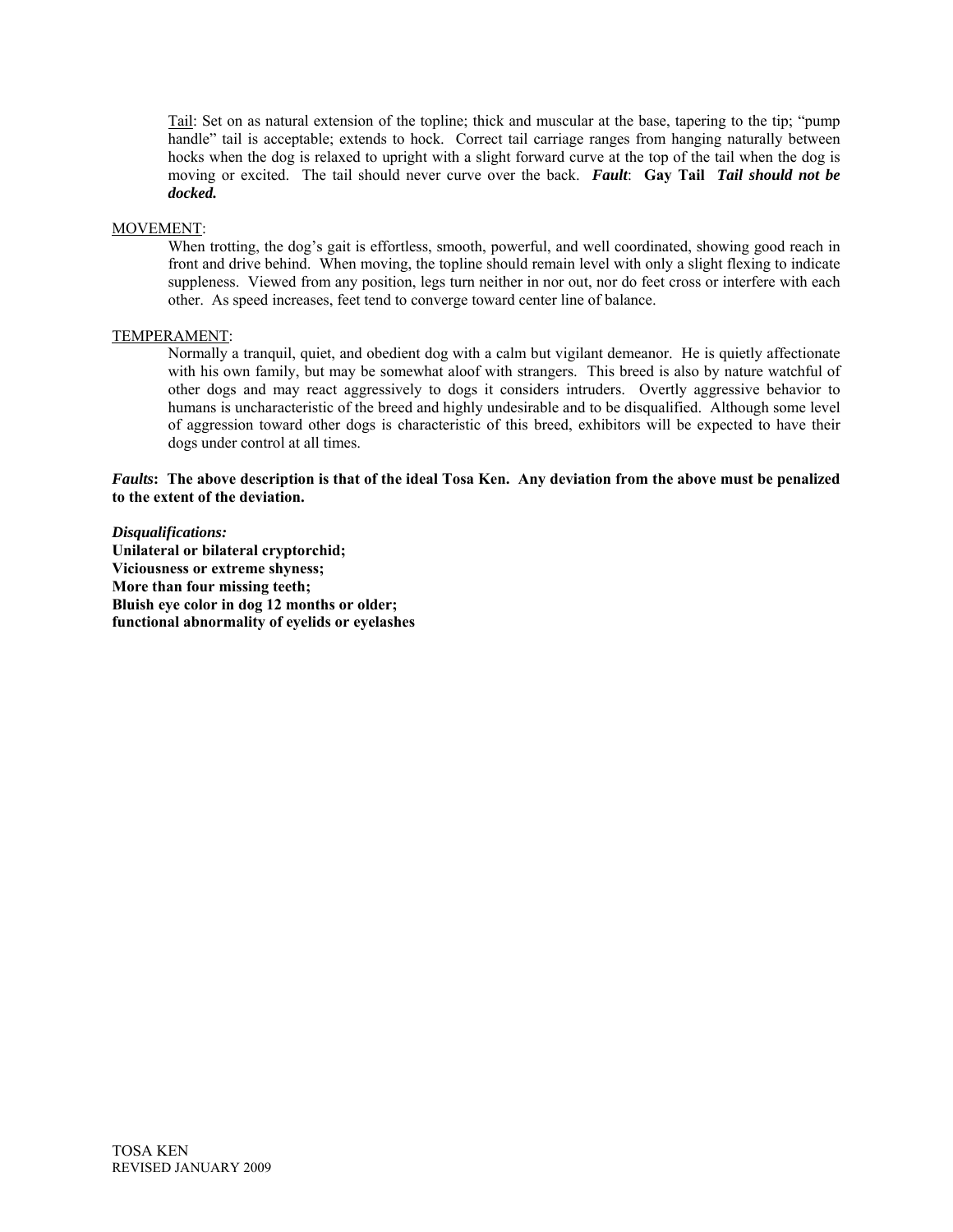Tail: Set on as natural extension of the topline; thick and muscular at the base, tapering to the tip; "pump handle" tail is acceptable; extends to hock. Correct tail carriage ranges from hanging naturally between hocks when the dog is relaxed to upright with a slight forward curve at the top of the tail when the dog is moving or excited. The tail should never curve over the back. ***Fault***: **Gay Tail** ***Tail should not be docked.***

MOVEMENT:

When trotting, the dog's gait is effortless, smooth, powerful, and well coordinated, showing good reach in front and drive behind. When moving, the topline should remain level with only a slight flexing to indicate suppleness. Viewed from any position, legs turn neither in nor out, nor do feet cross or interfere with each other. As speed increases, feet tend to converge toward center line of balance.

TEMPERAMENT:

Normally a tranquil, quiet, and obedient dog with a calm but vigilant demeanor. He is quietly affectionate with his own family, but may be somewhat aloof with strangers. This breed is also by nature watchful of other dogs and may react aggressively to dogs it considers intruders. Overtly aggressive behavior to humans is uncharacteristic of the breed and highly undesirable and to be disqualified. Although some level of aggression toward other dogs is characteristic of this breed, exhibitors will be expected to have their dogs under control at all times.

***Faults*****: The above description is that of the ideal Tosa Ken. Any deviation from the above must be penalized to the extent of the deviation.**

***Disqualifications:***
**Unilateral or bilateral cryptorchid;**
**Viciousness or extreme shyness;**
**More than four missing teeth;**
**Bluish eye color in dog 12 months or older;**
**functional abnormality of eyelids or eyelashes**

TOSA KEN
REVISED JANUARY 2009